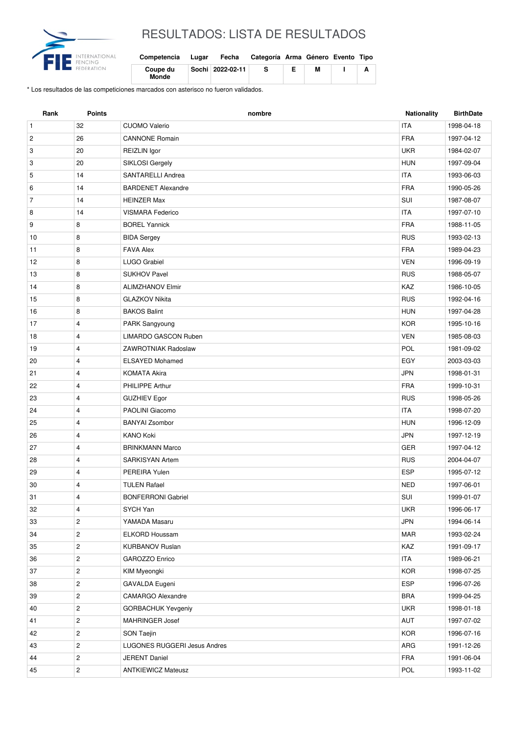# RESULTADOS: LISTA DE RESULTADOS

| Competencia | Lugar | Fecha | Categoría | Arma | Género | Evento | Tipo |
|---|---|---|---|---|---|---|---|
| Coupe du Monde | Sochi | 2022-02-11 | S | E | M | I | A |

\* Los resultados de las competiciones marcados con asterisco no fueron validados.

| Rank | Points | nombre | Nationality | BirthDate |
|---|---|---|---|---|
| 1 | 32 | CUOMO Valerio | ITA | 1998-04-18 |
| 2 | 26 | CANNONE Romain | FRA | 1997-04-12 |
| 3 | 20 | REIZLIN Igor | UKR | 1984-02-07 |
| 3 | 20 | SIKLOSI Gergely | HUN | 1997-09-04 |
| 5 | 14 | SANTARELLI Andrea | ITA | 1993-06-03 |
| 6 | 14 | BARDENET Alexandre | FRA | 1990-05-26 |
| 7 | 14 | HEINZER Max | SUI | 1987-08-07 |
| 8 | 14 | VISMARA Federico | ITA | 1997-07-10 |
| 9 | 8 | BOREL Yannick | FRA | 1988-11-05 |
| 10 | 8 | BIDA Sergey | RUS | 1993-02-13 |
| 11 | 8 | FAVA Alex | FRA | 1989-04-23 |
| 12 | 8 | LUGO Grabiel | VEN | 1996-09-19 |
| 13 | 8 | SUKHOV Pavel | RUS | 1988-05-07 |
| 14 | 8 | ALIMZHANOV Elmir | KAZ | 1986-10-05 |
| 15 | 8 | GLAZKOV Nikita | RUS | 1992-04-16 |
| 16 | 8 | BAKOS Balint | HUN | 1997-04-28 |
| 17 | 4 | PARK Sangyoung | KOR | 1995-10-16 |
| 18 | 4 | LIMARDO GASCON Ruben | VEN | 1985-08-03 |
| 19 | 4 | ZAWROTNIAK Radoslaw | POL | 1981-09-02 |
| 20 | 4 | ELSAYED Mohamed | EGY | 2003-03-03 |
| 21 | 4 | KOMATA Akira | JPN | 1998-01-31 |
| 22 | 4 | PHILIPPE Arthur | FRA | 1999-10-31 |
| 23 | 4 | GUZHIEV Egor | RUS | 1998-05-26 |
| 24 | 4 | PAOLINI Giacomo | ITA | 1998-07-20 |
| 25 | 4 | BANYAI Zsombor | HUN | 1996-12-09 |
| 26 | 4 | KANO Koki | JPN | 1997-12-19 |
| 27 | 4 | BRINKMANN Marco | GER | 1997-04-12 |
| 28 | 4 | SARKISYAN Artem | RUS | 2004-04-07 |
| 29 | 4 | PEREIRA Yulen | ESP | 1995-07-12 |
| 30 | 4 | TULEN Rafael | NED | 1997-06-01 |
| 31 | 4 | BONFERRONI Gabriel | SUI | 1999-01-07 |
| 32 | 4 | SYCH Yan | UKR | 1996-06-17 |
| 33 | 2 | YAMADA Masaru | JPN | 1994-06-14 |
| 34 | 2 | ELKORD Houssam | MAR | 1993-02-24 |
| 35 | 2 | KURBANOV Ruslan | KAZ | 1991-09-17 |
| 36 | 2 | GAROZZO Enrico | ITA | 1989-06-21 |
| 37 | 2 | KIM Myeongki | KOR | 1998-07-25 |
| 38 | 2 | GAVALDA Eugeni | ESP | 1996-07-26 |
| 39 | 2 | CAMARGO Alexandre | BRA | 1999-04-25 |
| 40 | 2 | GORBACHUK Yevgeniy | UKR | 1998-01-18 |
| 41 | 2 | MAHRINGER Josef | AUT | 1997-07-02 |
| 42 | 2 | SON Taejin | KOR | 1996-07-16 |
| 43 | 2 | LUGONES RUGGERI Jesus Andres | ARG | 1991-12-26 |
| 44 | 2 | JERENT Daniel | FRA | 1991-06-04 |
| 45 | 2 | ANTKIEWICZ Mateusz | POL | 1993-11-02 |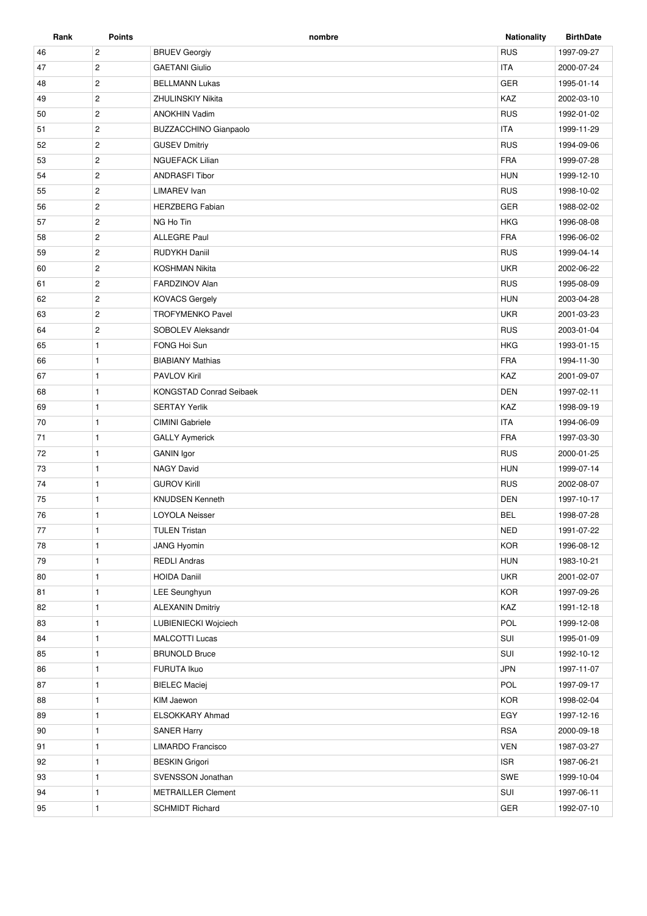| Rank | Points | nombre | Nationality | BirthDate |
|---|---|---|---|---|
| 46 | 2 | BRUEV Georgiy | RUS | 1997-09-27 |
| 47 | 2 | GAETANI Giulio | ITA | 2000-07-24 |
| 48 | 2 | BELLMANN Lukas | GER | 1995-01-14 |
| 49 | 2 | ZHULINSKIY Nikita | KAZ | 2002-03-10 |
| 50 | 2 | ANOKHIN Vadim | RUS | 1992-01-02 |
| 51 | 2 | BUZZACCHINO Gianpaolo | ITA | 1999-11-29 |
| 52 | 2 | GUSEV Dmitriy | RUS | 1994-09-06 |
| 53 | 2 | NGUEFACK Lilian | FRA | 1999-07-28 |
| 54 | 2 | ANDRASFI Tibor | HUN | 1999-12-10 |
| 55 | 2 | LIMAREV Ivan | RUS | 1998-10-02 |
| 56 | 2 | HERZBERG Fabian | GER | 1988-02-02 |
| 57 | 2 | NG Ho Tin | HKG | 1996-08-08 |
| 58 | 2 | ALLEGRE Paul | FRA | 1996-06-02 |
| 59 | 2 | RUDYKH Daniil | RUS | 1999-04-14 |
| 60 | 2 | KOSHMAN Nikita | UKR | 2002-06-22 |
| 61 | 2 | FARDZINOV Alan | RUS | 1995-08-09 |
| 62 | 2 | KOVACS Gergely | HUN | 2003-04-28 |
| 63 | 2 | TROFYMENKO Pavel | UKR | 2001-03-23 |
| 64 | 2 | SOBOLEV Aleksandr | RUS | 2003-01-04 |
| 65 | 1 | FONG Hoi Sun | HKG | 1993-01-15 |
| 66 | 1 | BIABIANY Mathias | FRA | 1994-11-30 |
| 67 | 1 | PAVLOV Kiril | KAZ | 2001-09-07 |
| 68 | 1 | KONGSTAD Conrad Seibaek | DEN | 1997-02-11 |
| 69 | 1 | SERTAY Yerlik | KAZ | 1998-09-19 |
| 70 | 1 | CIMINI Gabriele | ITA | 1994-06-09 |
| 71 | 1 | GALLY Aymerick | FRA | 1997-03-30 |
| 72 | 1 | GANIN Igor | RUS | 2000-01-25 |
| 73 | 1 | NAGY David | HUN | 1999-07-14 |
| 74 | 1 | GUROV Kirill | RUS | 2002-08-07 |
| 75 | 1 | KNUDSEN Kenneth | DEN | 1997-10-17 |
| 76 | 1 | LOYOLA Neisser | BEL | 1998-07-28 |
| 77 | 1 | TULEN Tristan | NED | 1991-07-22 |
| 78 | 1 | JANG Hyomin | KOR | 1996-08-12 |
| 79 | 1 | REDLI Andras | HUN | 1983-10-21 |
| 80 | 1 | HOIDA Daniil | UKR | 2001-02-07 |
| 81 | 1 | LEE Seunghyun | KOR | 1997-09-26 |
| 82 | 1 | ALEXANIN Dmitriy | KAZ | 1991-12-18 |
| 83 | 1 | LUBIENIECKI Wojciech | POL | 1999-12-08 |
| 84 | 1 | MALCOTTI Lucas | SUI | 1995-01-09 |
| 85 | 1 | BRUNOLD Bruce | SUI | 1992-10-12 |
| 86 | 1 | FURUTA Ikuo | JPN | 1997-11-07 |
| 87 | 1 | BIELEC Maciej | POL | 1997-09-17 |
| 88 | 1 | KIM Jaewon | KOR | 1998-02-04 |
| 89 | 1 | ELSOKKARY Ahmad | EGY | 1997-12-16 |
| 90 | 1 | SANER Harry | RSA | 2000-09-18 |
| 91 | 1 | LIMARDO Francisco | VEN | 1987-03-27 |
| 92 | 1 | BESKIN Grigori | ISR | 1987-06-21 |
| 93 | 1 | SVENSSON Jonathan | SWE | 1999-10-04 |
| 94 | 1 | METRAILLER Clement | SUI | 1997-06-11 |
| 95 | 1 | SCHMIDT Richard | GER | 1992-07-10 |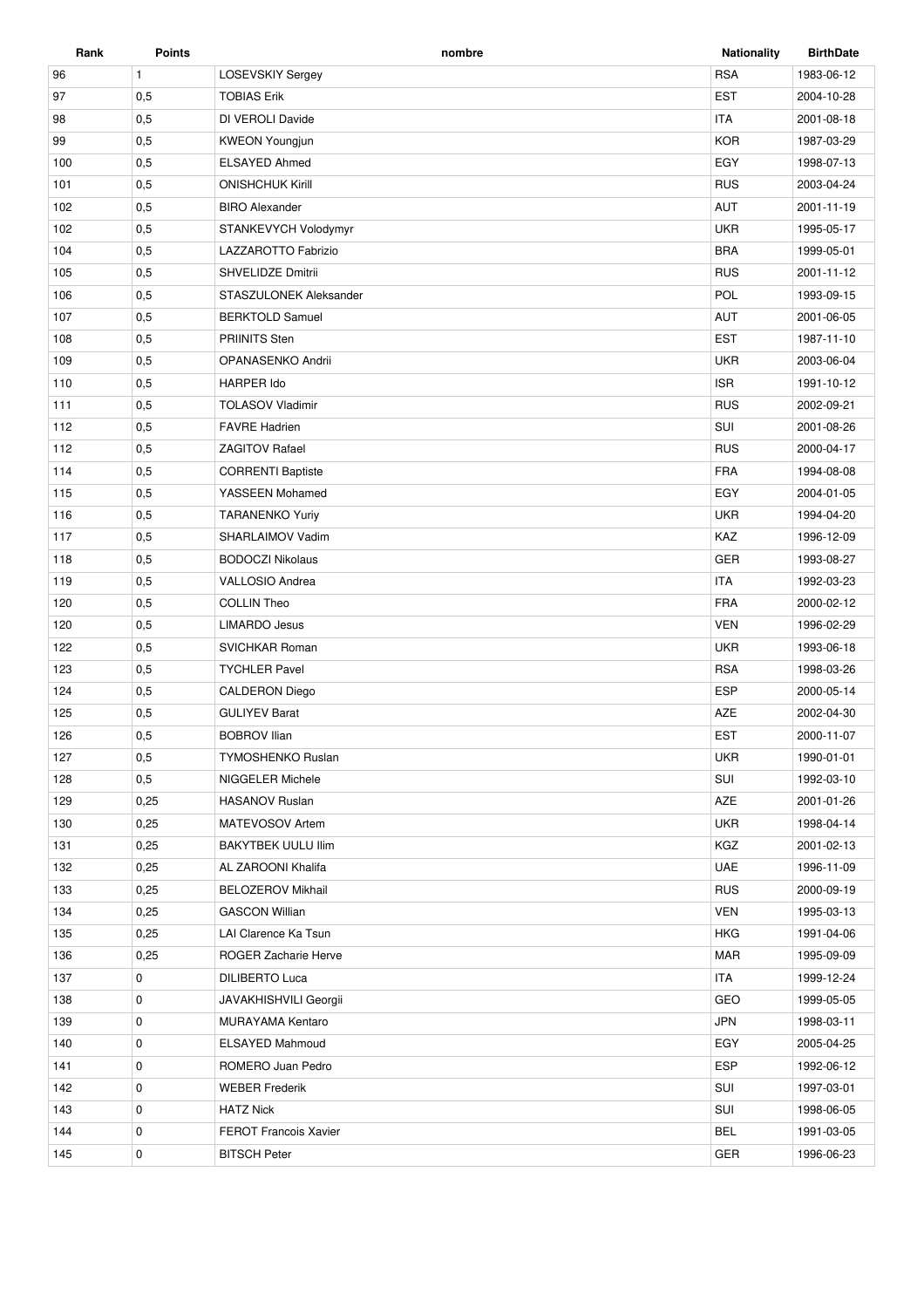| Rank | Points | nombre | Nationality | BirthDate |
|---|---|---|---|---|
| 96 | 1 | LOSEVSKIY Sergey | RSA | 1983-06-12 |
| 97 | 0,5 | TOBIAS Erik | EST | 2004-10-28 |
| 98 | 0,5 | DI VEROLI Davide | ITA | 2001-08-18 |
| 99 | 0,5 | KWEON Youngjun | KOR | 1987-03-29 |
| 100 | 0,5 | ELSAYED Ahmed | EGY | 1998-07-13 |
| 101 | 0,5 | ONISHCHUK Kirill | RUS | 2003-04-24 |
| 102 | 0,5 | BIRO Alexander | AUT | 2001-11-19 |
| 102 | 0,5 | STANKEVYCH Volodymyr | UKR | 1995-05-17 |
| 104 | 0,5 | LAZZAROTTO Fabrizio | BRA | 1999-05-01 |
| 105 | 0,5 | SHVELIDZE Dmitrii | RUS | 2001-11-12 |
| 106 | 0,5 | STASZULONEK Aleksander | POL | 1993-09-15 |
| 107 | 0,5 | BERKTOLD Samuel | AUT | 2001-06-05 |
| 108 | 0,5 | PRIINITS Sten | EST | 1987-11-10 |
| 109 | 0,5 | OPANASENKO Andrii | UKR | 2003-06-04 |
| 110 | 0,5 | HARPER Ido | ISR | 1991-10-12 |
| 111 | 0,5 | TOLASOV Vladimir | RUS | 2002-09-21 |
| 112 | 0,5 | FAVRE Hadrien | SUI | 2001-08-26 |
| 112 | 0,5 | ZAGITOV Rafael | RUS | 2000-04-17 |
| 114 | 0,5 | CORRENTI Baptiste | FRA | 1994-08-08 |
| 115 | 0,5 | YASSEEN Mohamed | EGY | 2004-01-05 |
| 116 | 0,5 | TARANENKO Yuriy | UKR | 1994-04-20 |
| 117 | 0,5 | SHARLAIMOV Vadim | KAZ | 1996-12-09 |
| 118 | 0,5 | BODOCZI Nikolaus | GER | 1993-08-27 |
| 119 | 0,5 | VALLOSIO Andrea | ITA | 1992-03-23 |
| 120 | 0,5 | COLLIN Theo | FRA | 2000-02-12 |
| 120 | 0,5 | LIMARDO Jesus | VEN | 1996-02-29 |
| 122 | 0,5 | SVICHKAR Roman | UKR | 1993-06-18 |
| 123 | 0,5 | TYCHLER Pavel | RSA | 1998-03-26 |
| 124 | 0,5 | CALDERON Diego | ESP | 2000-05-14 |
| 125 | 0,5 | GULIYEV Barat | AZE | 2002-04-30 |
| 126 | 0,5 | BOBROV Ilian | EST | 2000-11-07 |
| 127 | 0,5 | TYMOSHENKO Ruslan | UKR | 1990-01-01 |
| 128 | 0,5 | NIGGELER Michele | SUI | 1992-03-10 |
| 129 | 0,25 | HASANOV Ruslan | AZE | 2001-01-26 |
| 130 | 0,25 | MATEVOSOV Artem | UKR | 1998-04-14 |
| 131 | 0,25 | BAKYTBEK UULU Ilim | KGZ | 2001-02-13 |
| 132 | 0,25 | AL ZAROONI Khalifa | UAE | 1996-11-09 |
| 133 | 0,25 | BELOZEROV Mikhail | RUS | 2000-09-19 |
| 134 | 0,25 | GASCON Willian | VEN | 1995-03-13 |
| 135 | 0,25 | LAI Clarence Ka Tsun | HKG | 1991-04-06 |
| 136 | 0,25 | ROGER Zacharie Herve | MAR | 1995-09-09 |
| 137 | 0 | DILIBERTO Luca | ITA | 1999-12-24 |
| 138 | 0 | JAVAKHISHVILI Georgii | GEO | 1999-05-05 |
| 139 | 0 | MURAYAMA Kentaro | JPN | 1998-03-11 |
| 140 | 0 | ELSAYED Mahmoud | EGY | 2005-04-25 |
| 141 | 0 | ROMERO Juan Pedro | ESP | 1992-06-12 |
| 142 | 0 | WEBER Frederik | SUI | 1997-03-01 |
| 143 | 0 | HATZ Nick | SUI | 1998-06-05 |
| 144 | 0 | FEROT Francois Xavier | BEL | 1991-03-05 |
| 145 | 0 | BITSCH Peter | GER | 1996-06-23 |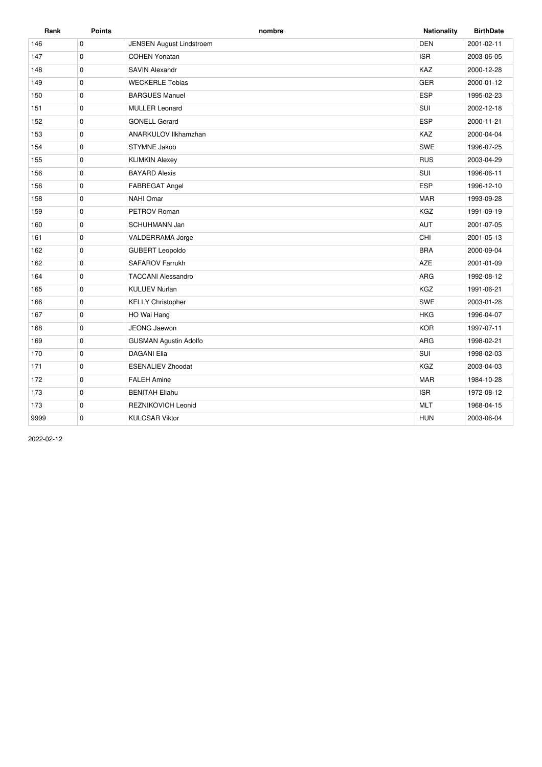| Rank | Points | nombre | Nationality | BirthDate |
|---|---|---|---|---|
| 146 | 0 | JENSEN August Lindstroem | DEN | 2001-02-11 |
| 147 | 0 | COHEN Yonatan | ISR | 2003-06-05 |
| 148 | 0 | SAVIN Alexandr | KAZ | 2000-12-28 |
| 149 | 0 | WECKERLE Tobias | GER | 2000-01-12 |
| 150 | 0 | BARGUES Manuel | ESP | 1995-02-23 |
| 151 | 0 | MULLER Leonard | SUI | 2002-12-18 |
| 152 | 0 | GONELL Gerard | ESP | 2000-11-21 |
| 153 | 0 | ANARKULOV Ilkhamzhan | KAZ | 2000-04-04 |
| 154 | 0 | STYMNE Jakob | SWE | 1996-07-25 |
| 155 | 0 | KLIMKIN Alexey | RUS | 2003-04-29 |
| 156 | 0 | BAYARD Alexis | SUI | 1996-06-11 |
| 156 | 0 | FABREGAT Angel | ESP | 1996-12-10 |
| 158 | 0 | NAHI Omar | MAR | 1993-09-28 |
| 159 | 0 | PETROV Roman | KGZ | 1991-09-19 |
| 160 | 0 | SCHUHMANN Jan | AUT | 2001-07-05 |
| 161 | 0 | VALDERRAMA Jorge | CHI | 2001-05-13 |
| 162 | 0 | GUBERT Leopoldo | BRA | 2000-09-04 |
| 162 | 0 | SAFAROV Farrukh | AZE | 2001-01-09 |
| 164 | 0 | TACCANI Alessandro | ARG | 1992-08-12 |
| 165 | 0 | KULUEV Nurlan | KGZ | 1991-06-21 |
| 166 | 0 | KELLY Christopher | SWE | 2003-01-28 |
| 167 | 0 | HO Wai Hang | HKG | 1996-04-07 |
| 168 | 0 | JEONG Jaewon | KOR | 1997-07-11 |
| 169 | 0 | GUSMAN Agustin Adolfo | ARG | 1998-02-21 |
| 170 | 0 | DAGANI Elia | SUI | 1998-02-03 |
| 171 | 0 | ESENALIEV Zhoodat | KGZ | 2003-04-03 |
| 172 | 0 | FALEH Amine | MAR | 1984-10-28 |
| 173 | 0 | BENITAH Eliahu | ISR | 1972-08-12 |
| 173 | 0 | REZNIKOVICH Leonid | MLT | 1968-04-15 |
| 9999 | 0 | KULCSAR Viktor | HUN | 2003-06-04 |

2022-02-12